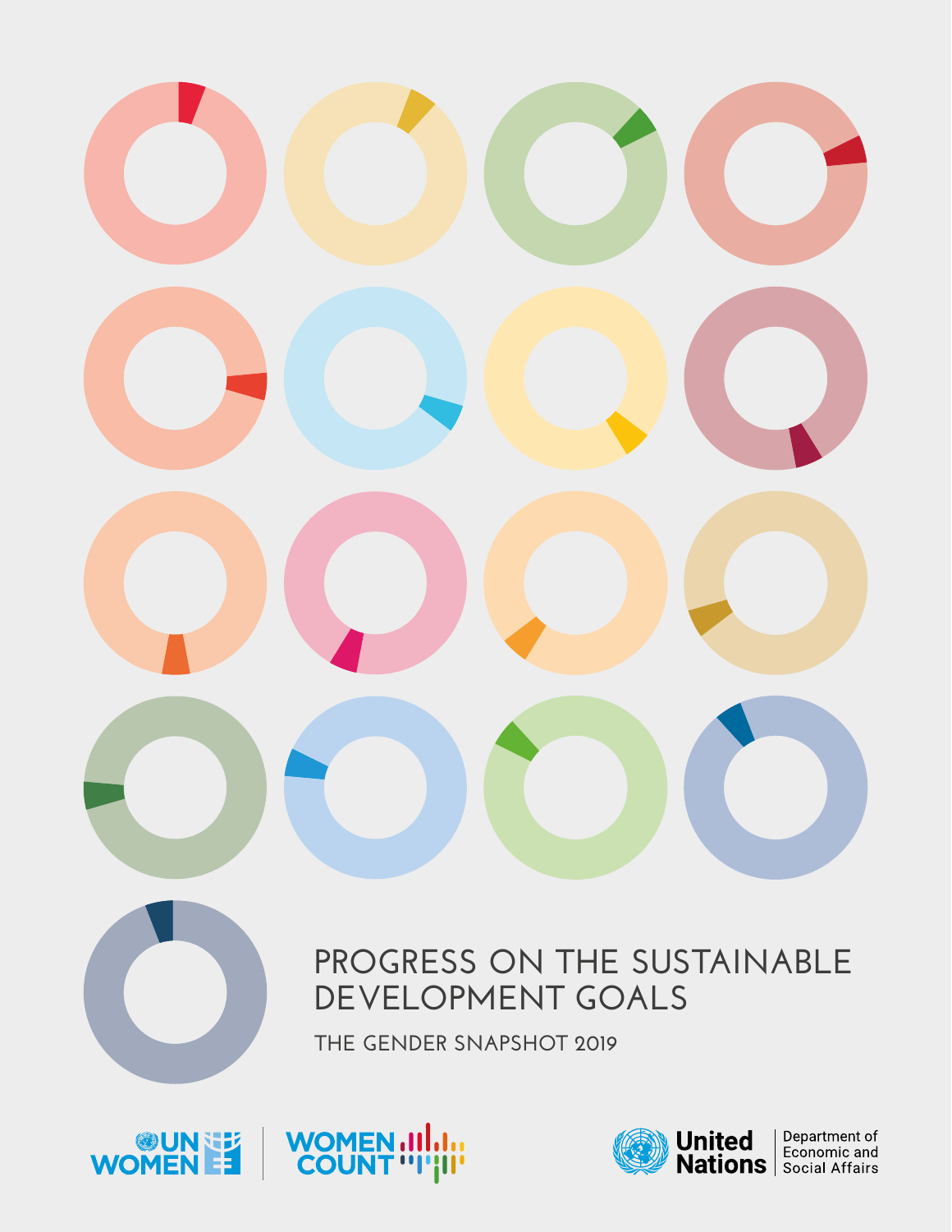# PROGRESS ON THE SUSTAINABLE DEVELOPMENT GOALS

## THE GENDER SNAPSHOT 2019

UN WOMEN | WOMEN COUNT

United Nations | Department of Economic and Social Affairs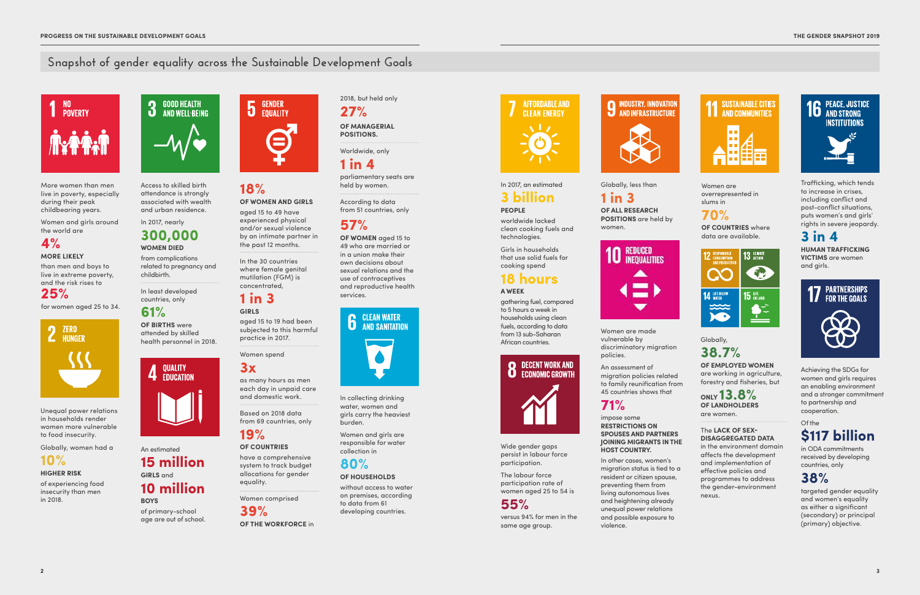# Snapshot of gender equality across the Sustainable Development Goals

## 1 NO POVERTY

More women than men live in poverty, especially during their peak childbearing years.

Women and girls around the world are

**4%**
**MORE LIKELY**
than men and boys to live in extreme poverty, and the risk rises to

**25%**
for women aged 25 to 34.

## 2 ZERO HUNGER

Unequal power relations in households render women more vulnerable to food insecurity.

Globally, women had a

**10%**
**HIGHER RISK**
of experiencing food insecurity than men in 2018.

## 3 GOOD HEALTH AND WELL-BEING

Access to skilled birth attendance is strongly associated with wealth and urban residence.

In 2017, nearly

**300,000**
**WOMEN DIED**
from complications related to pregnancy and childbirth.

In least developed countries, only

**61%**
**OF BIRTHS** were attended by skilled health personnel in 2018.

## 4 QUALITY EDUCATION

An estimated

**15 million**
**GIRLS** and

**10 million**
**BOYS**
of primary-school age are out of school.

## 5 GENDER EQUALITY

**18%**
**OF WOMEN AND GIRLS**
aged 15 to 49 have experienced physical and/or sexual violence by an intimate partner in the past 12 months.

In the 30 countries where female genital mutilation (FGM) is concentrated,

**1 in 3**
**GIRLS**
aged 15 to 19 had been subjected to this harmful practice in 2017.

Women spend

**3x**
as many hours as men each day in unpaid care and domestic work.

Based on 2018 data from 69 countries, only

**19%**
**OF COUNTRIES**
have a comprehensive system to track budget allocations for gender equality.

Women comprised

**39%**
**OF THE WORKFORCE** in 2018, but held only

**27%**
**OF MANAGERIAL POSITIONS.**

Worldwide, only

**1 in 4**
parliamentary seats are held by women.

According to data from 51 countries, only

**57%**
**OF WOMEN** aged 15 to 49 who are married or in a union make their own decisions about sexual relations and the use of contraceptives and reproductive health services.

## 6 CLEAN WATER AND SANITATION

In collecting drinking water, women and girls carry the heaviest burden.

Women and girls are responsible for water collection in

**80%**
**OF HOUSEHOLDS**
without access to water on premises, according to data from 61 developing countries.

## 7 AFFORDABLE AND CLEAN ENERGY

In 2017, an estimated

**3 billion**
**PEOPLE**
worldwide lacked clean cooking fuels and technologies.

Girls in households that use solid fuels for cooking spend

**18 hours**
**A WEEK**
gathering fuel, compared to 5 hours a week in households using clean fuels, according to data from 13 sub-Saharan African countries.

## 8 DECENT WORK AND ECONOMIC GROWTH

Wide gender gaps persist in labour force participation.

The labour force participation rate of women aged 25 to 54 is

**55%**
versus 94% for men in the same age group.

## 9 INDUSTRY, INNOVATION AND INFRASTRUCTURE

Globally, less than

**1 in 3**
**OF ALL RESEARCH POSITIONS** are held by women.

## 10 REDUCED INEQUALITIES

Women are made vulnerable by discriminatory migration policies.

An assessment of migration policies related to family reunification from 45 countries shows that

**71%**
impose some **RESTRICTIONS ON SPOUSES AND PARTNERS JOINING MIGRANTS IN THE HOST COUNTRY.**

In other cases, women's migration status is tied to a resident or citizen spouse, preventing them from living autonomous lives and heightening already unequal power relations and possible exposure to violence.

## 11 SUSTAINABLE CITIES AND COMMUNITIES

Women are overrepresented in slums in

**70%**
**OF COUNTRIES** where data are available.

## 12 RESPONSIBLE CONSUMPTION AND PRODUCTION · 13 CLIMATE ACTION · 14 LIFE BELOW WATER · 15 LIFE ON LAND

Globally,

**38.7%**
**OF EMPLOYED WOMEN**
are working in agriculture, forestry and fisheries, but

**ONLY 13.8%**
**OF LANDHOLDERS**
are women.

The **LACK OF SEX-DISAGGREGATED DATA** in the environment domain affects the development and implementation of effective policies and programmes to address the gender-environment nexus.

## 16 PEACE, JUSTICE AND STRONG INSTITUTIONS

Trafficking, which tends to increase in crises, including conflict and post-conflict situations, puts women's and girls' rights in severe jeopardy.

**3 in 4**
**HUMAN TRAFFICKING VICTIMS** are women and girls.

## 17 PARTNERSHIPS FOR THE GOALS

Achieving the SDGs for women and girls requires an enabling environment and a stronger commitment to partnership and cooperation.

Of the

**$117 billion**
in ODA commitments received by developing countries, only

**38%**
targeted gender equality and women's equality as either a significant (secondary) or principal (primary) objective.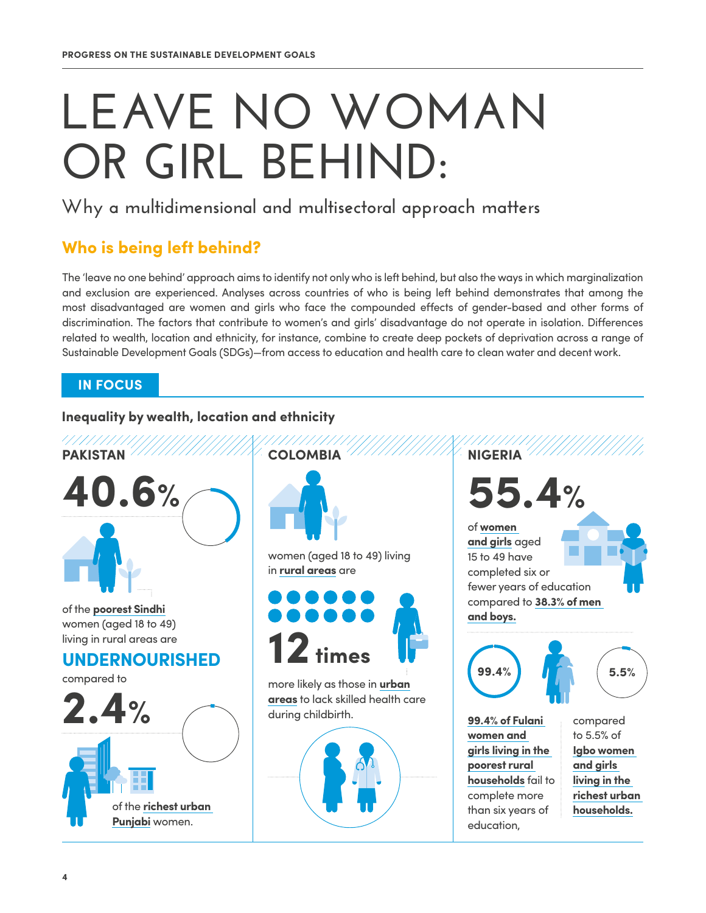# LEAVE NO WOMAN OR GIRL BEHIND:

## Why a multidimensional and multisectoral approach matters

### Who is being left behind?

The 'leave no one behind' approach aims to identify not only who is left behind, but also the ways in which marginalization and exclusion are experienced. Analyses across countries of who is being left behind demonstrates that among the most disadvantaged are women and girls who face the compounded effects of gender-based and other forms of discrimination. The factors that contribute to women's and girls' disadvantage do not operate in isolation. Differences related to wealth, location and ethnicity, for instance, combine to create deep pockets of deprivation across a range of Sustainable Development Goals (SDGs)—from access to education and health care to clean water and decent work.

**IN FOCUS**

**Inequality by wealth, location and ethnicity**

**PAKISTAN**

**40.6%** of the **poorest Sindhi** women (aged 18 to 49) living in rural areas are **UNDERNOURISHED** compared to **2.4%** of the **richest urban Punjabi** women.

**COLOMBIA**

women (aged 18 to 49) living in **rural areas** are **12 times** more likely as those in **urban areas** to lack skilled health care during childbirth.

**NIGERIA**

**55.4%** of **women and girls** aged 15 to 49 have completed six or fewer years of education compared to **38.3% of men and boys.**

99.4% | 5.5%

**99.4% of Fulani women and girls living in the poorest rural households** fail to complete more than six years of education, compared to 5.5% of **Igbo women and girls living in the richest urban households.**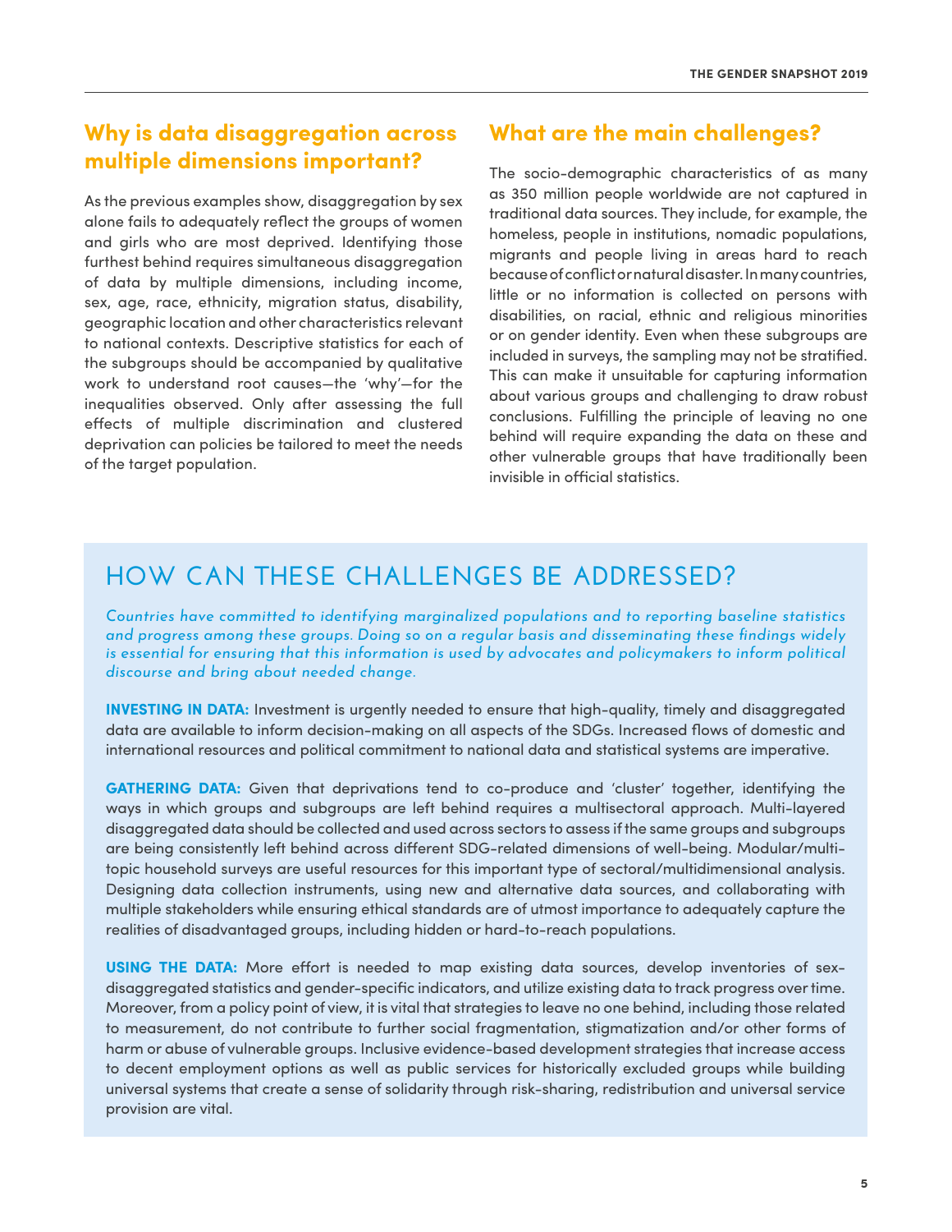## Why is data disaggregation across multiple dimensions important?

As the previous examples show, disaggregation by sex alone fails to adequately reflect the groups of women and girls who are most deprived. Identifying those furthest behind requires simultaneous disaggregation of data by multiple dimensions, including income, sex, age, race, ethnicity, migration status, disability, geographic location and other characteristics relevant to national contexts. Descriptive statistics for each of the subgroups should be accompanied by qualitative work to understand root causes—the 'why'—for the inequalities observed. Only after assessing the full effects of multiple discrimination and clustered deprivation can policies be tailored to meet the needs of the target population.

## What are the main challenges?

The socio-demographic characteristics of as many as 350 million people worldwide are not captured in traditional data sources. They include, for example, the homeless, people in institutions, nomadic populations, migrants and people living in areas hard to reach because of conflict or natural disaster. In many countries, little or no information is collected on persons with disabilities, on racial, ethnic and religious minorities or on gender identity. Even when these subgroups are included in surveys, the sampling may not be stratified. This can make it unsuitable for capturing information about various groups and challenging to draw robust conclusions. Fulfilling the principle of leaving no one behind will require expanding the data on these and other vulnerable groups that have traditionally been invisible in official statistics.

## HOW CAN THESE CHALLENGES BE ADDRESSED?

*Countries have committed to identifying marginalized populations and to reporting baseline statistics and progress among these groups. Doing so on a regular basis and disseminating these findings widely is essential for ensuring that this information is used by advocates and policymakers to inform political discourse and bring about needed change.*

**INVESTING IN DATA:** Investment is urgently needed to ensure that high-quality, timely and disaggregated data are available to inform decision-making on all aspects of the SDGs. Increased flows of domestic and international resources and political commitment to national data and statistical systems are imperative.

**GATHERING DATA:** Given that deprivations tend to co-produce and 'cluster' together, identifying the ways in which groups and subgroups are left behind requires a multisectoral approach. Multi-layered disaggregated data should be collected and used across sectors to assess if the same groups and subgroups are being consistently left behind across different SDG-related dimensions of well-being. Modular/multi-topic household surveys are useful resources for this important type of sectoral/multidimensional analysis. Designing data collection instruments, using new and alternative data sources, and collaborating with multiple stakeholders while ensuring ethical standards are of utmost importance to adequately capture the realities of disadvantaged groups, including hidden or hard-to-reach populations.

**USING THE DATA:** More effort is needed to map existing data sources, develop inventories of sex-disaggregated statistics and gender-specific indicators, and utilize existing data to track progress over time. Moreover, from a policy point of view, it is vital that strategies to leave no one behind, including those related to measurement, do not contribute to further social fragmentation, stigmatization and/or other forms of harm or abuse of vulnerable groups. Inclusive evidence-based development strategies that increase access to decent employment options as well as public services for historically excluded groups while building universal systems that create a sense of solidarity through risk-sharing, redistribution and universal service provision are vital.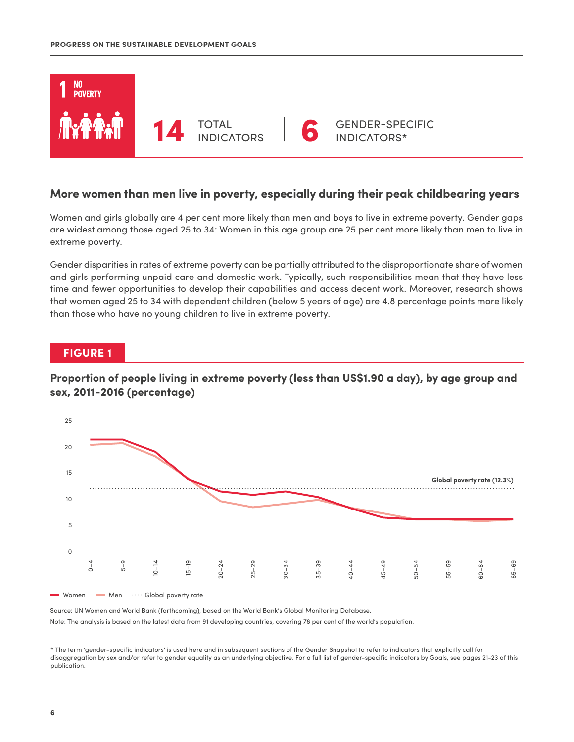# 1 NO POVERTY

**14** TOTAL INDICATORS | **6** GENDER-SPECIFIC INDICATORS*

## More women than men live in poverty, especially during their peak childbearing years

Women and girls globally are 4 per cent more likely than men and boys to live in extreme poverty. Gender gaps are widest among those aged 25 to 34: Women in this age group are 25 per cent more likely than men to live in extreme poverty.

Gender disparities in rates of extreme poverty can be partially attributed to the disproportionate share of women and girls performing unpaid care and domestic work. Typically, such responsibilities mean that they have less time and fewer opportunities to develop their capabilities and access decent work. Moreover, research shows that women aged 25 to 34 with dependent children (below 5 years of age) are 4.8 percentage points more likely than those who have no young children to live in extreme poverty.

### FIGURE 1

**Proportion of people living in extreme poverty (less than US$1.90 a day), by age group and sex, 2011-2016 (percentage)**

Global poverty rate (12.3%)

Women · Men · Global poverty rate

Source: UN Women and World Bank (forthcoming), based on the World Bank's Global Monitoring Database.

Note: The analysis is based on the latest data from 91 developing countries, covering 78 per cent of the world's population.

\* The term 'gender-specific indicators' is used here and in subsequent sections of the Gender Snapshot to refer to indicators that explicitly call for disaggregation by sex and/or refer to gender equality as an underlying objective. For a full list of gender-specific indicators by Goals, see pages 21-23 of this publication.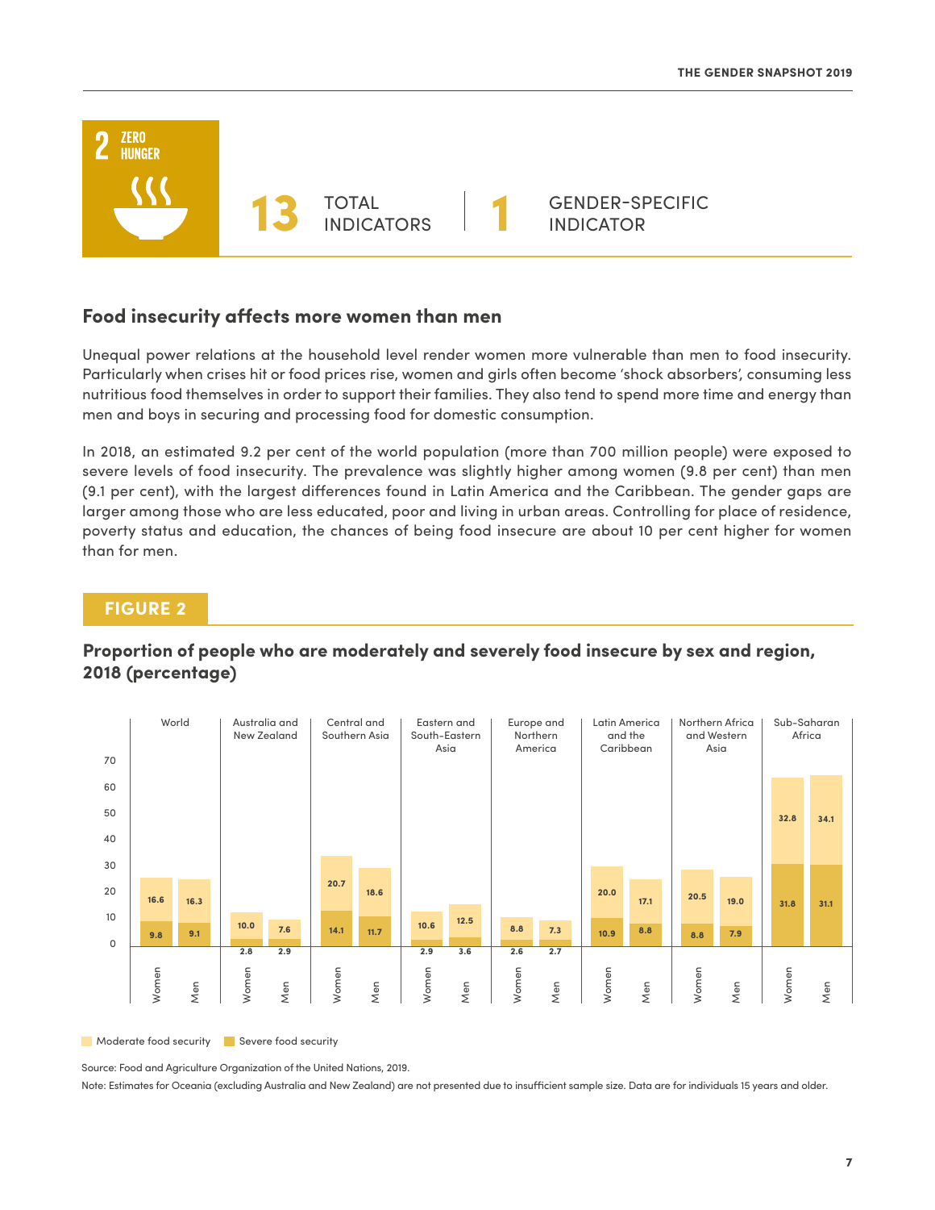## 2 ZERO HUNGER

**13** TOTAL INDICATORS | **1** GENDER-SPECIFIC INDICATOR

## Food insecurity affects more women than men

Unequal power relations at the household level render women more vulnerable than men to food insecurity. Particularly when crises hit or food prices rise, women and girls often become 'shock absorbers', consuming less nutritious food themselves in order to support their families. They also tend to spend more time and energy than men and boys in securing and processing food for domestic consumption.

In 2018, an estimated 9.2 per cent of the world population (more than 700 million people) were exposed to severe levels of food insecurity. The prevalence was slightly higher among women (9.8 per cent) than men (9.1 per cent), with the largest differences found in Latin America and the Caribbean. The gender gaps are larger among those who are less educated, poor and living in urban areas. Controlling for place of residence, poverty status and education, the chances of being food insecure are about 10 per cent higher for women than for men.

### FIGURE 2

**Proportion of people who are moderately and severely food insecure by sex and region, 2018 (percentage)**

| Region | Sex | Moderate food security | Severe food security |
|---|---|---|---|
| World | Women | 16.6 | 9.8 |
| World | Men | 16.3 | 9.1 |
| Australia and New Zealand | Women | 10.0 | 2.8 |
| Australia and New Zealand | Men | 7.6 | 2.9 |
| Central and Southern Asia | Women | 20.7 | 14.1 |
| Central and Southern Asia | Men | 18.6 | 11.7 |
| Eastern and South-Eastern Asia | Women | 10.6 | 2.9 |
| Eastern and South-Eastern Asia | Men | 12.5 | 3.6 |
| Europe and Northern America | Women | 8.8 | 2.6 |
| Europe and Northern America | Men | 7.3 | 2.7 |
| Latin America and the Caribbean | Women | 20.0 | 10.9 |
| Latin America and the Caribbean | Men | 17.1 | 8.8 |
| Northern Africa and Western Asia | Women | 20.5 | 8.8 |
| Northern Africa and Western Asia | Men | 19.0 | 7.9 |
| Sub-Saharan Africa | Women | 32.8 | 31.8 |
| Sub-Saharan Africa | Men | 34.1 | 31.1 |

Source: Food and Agriculture Organization of the United Nations, 2019.

Note: Estimates for Oceania (excluding Australia and New Zealand) are not presented due to insufficient sample size. Data are for individuals 15 years and older.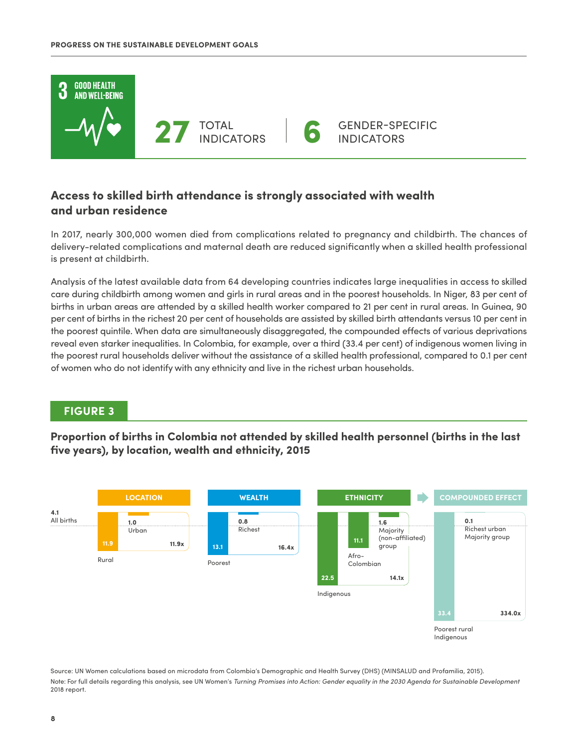**3 GOOD HEALTH AND WELL-BEING**

**27** TOTAL INDICATORS | **6** GENDER-SPECIFIC INDICATORS

## Access to skilled birth attendance is strongly associated with wealth and urban residence

In 2017, nearly 300,000 women died from complications related to pregnancy and childbirth. The chances of delivery-related complications and maternal death are reduced significantly when a skilled health professional is present at childbirth.

Analysis of the latest available data from 64 developing countries indicates large inequalities in access to skilled care during childbirth among women and girls in rural areas and in the poorest households. In Niger, 83 per cent of births in urban areas are attended by a skilled health worker compared to 21 per cent in rural areas. In Guinea, 90 per cent of births in the richest 20 per cent of households are assisted by skilled birth attendants versus 10 per cent in the poorest quintile. When data are simultaneously disaggregated, the compounded effects of various deprivations reveal even starker inequalities. In Colombia, for example, over a third (33.4 per cent) of indigenous women living in the poorest rural households deliver without the assistance of a skilled health professional, compared to 0.1 per cent of women who do not identify with any ethnicity and live in the richest urban households.

### FIGURE 3

**Proportion of births in Colombia not attended by skilled health personnel (births in the last five years), by location, wealth and ethnicity, 2015**

All births: 4.1

| | Group | Value | Ratio |
|---|---|---|---|
| LOCATION | Urban | 1.0 | |
| | Rural | 11.9 | 11.9x |
| WEALTH | Richest | 0.8 | |
| | Poorest | 13.1 | 16.4x |
| ETHNICITY | Majority (non-affiliated) group | 1.6 | |
| | Afro-Colombian | 11.1 | |
| | Indigenous | 22.5 | 14.1x |
| COMPOUNDED EFFECT | Richest urban Majority group | 0.1 | |
| | Poorest rural Indigenous | 33.4 | 334.0x |

Source: UN Women calculations based on microdata from Colombia's Demographic and Health Survey (DHS) (MINSALUD and Profamilia, 2015).

Note: For full details regarding this analysis, see UN Women's *Turning Promises into Action: Gender equality in the 2030 Agenda for Sustainable Development* 2018 report.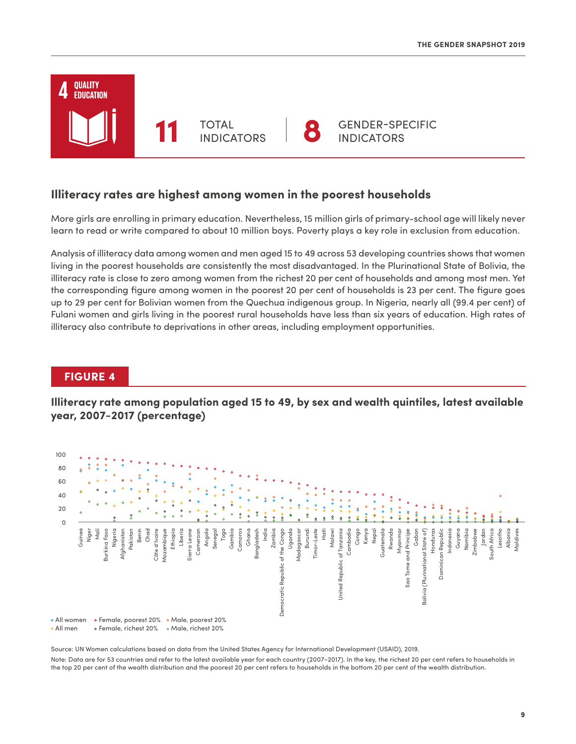## 4 QUALITY EDUCATION

**11** TOTAL INDICATORS | **8** GENDER-SPECIFIC INDICATORS

### Illiteracy rates are highest among women in the poorest households

More girls are enrolling in primary education. Nevertheless, 15 million girls of primary-school age will likely never learn to read or write compared to about 10 million boys. Poverty plays a key role in exclusion from education.

Analysis of illiteracy data among women and men aged 15 to 49 across 53 developing countries shows that women living in the poorest households are consistently the most disadvantaged. In the Plurinational State of Bolivia, the illiteracy rate is close to zero among women from the richest 20 per cent of households and among most men. Yet the corresponding figure among women in the poorest 20 per cent of households is 23 per cent. The figure goes up to 29 per cent for Bolivian women from the Quechua indigenous group. In Nigeria, nearly all (99.4 per cent) of Fulani women and girls living in the poorest rural households have less than six years of education. High rates of illiteracy also contribute to deprivations in other areas, including employment opportunities.

**FIGURE 4**

**Illiteracy rate among population aged 15 to 49, by sex and wealth quintiles, latest available year, 2007-2017 (percentage)**

Legend: All women; Female, poorest 20%; Male, poorest 20%; All men; Female, richest 20%; Male, richest 20%

Countries (in order): Guinea, Niger, Mali, Burkina Faso, Nigeria, Afghanistan, Pakistan, Benin, Chad, Côte d'Ivoire, Mozambique, Ethiopia, Liberia, Sierra Leone, Cameroon, Angola, Senegal, Togo, Gambia, Comoros, Ghana, Bangladesh, India, Zambia, Democratic Republic of the Congo, Uganda, Madagascar, Burundi, Timor-Leste, Haiti, Malawi, United Republic of Tanzania, Cambodia, Congo, Kenya, Nepal, Guatemala, Rwanda, Myanmar, Sao Tome and Principe, Gabon, Bolivia (Plurinational State of), Honduras, Dominican Republic, Indonesia, Guyana, Namibia, Zimbabwe, Jordan, South Africa, Lesotho, Albania, Maldives

Source: UN Women calculations based on data from the United States Agency for International Development (USAID), 2019.

Note: Data are for 53 countries and refer to the latest available year for each country (2007–2017). In the key, the richest 20 per cent refers to households in the top 20 per cent of the wealth distribution and the poorest 20 per cent refers to households in the bottom 20 per cent of the wealth distribution.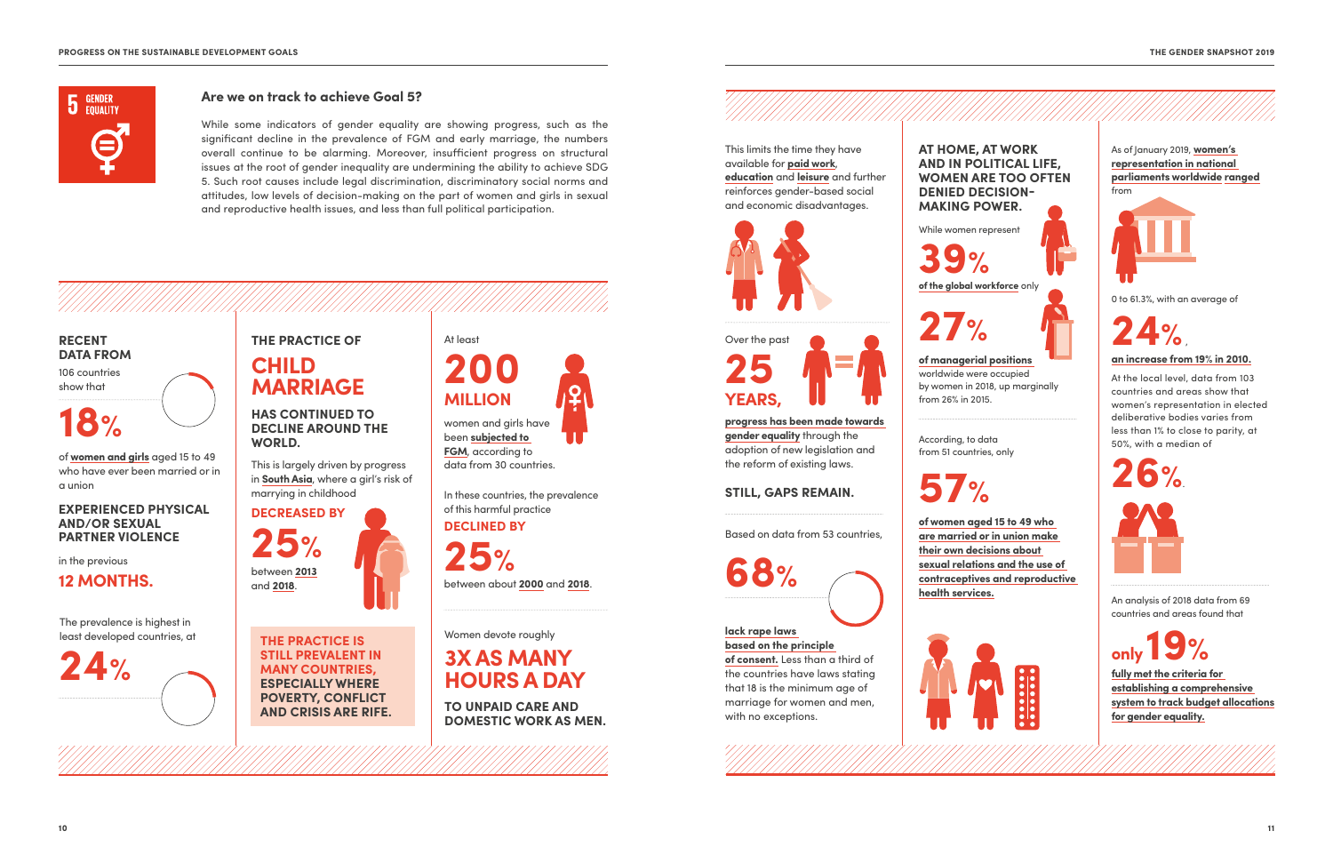## 5 GENDER EQUALITY

## Are we on track to achieve Goal 5?

While some indicators of gender equality are showing progress, such as the significant decline in the prevalence of FGM and early marriage, the numbers overall continue to be alarming. Moreover, insufficient progress on structural issues at the root of gender inequality are undermining the ability to achieve SDG 5. Such root causes include legal discrimination, discriminatory social norms and attitudes, low levels of decision-making on the part of women and girls in sexual and reproductive health issues, and less than full political participation.

### RECENT DATA FROM

106 countries show that

**18%**

of **women and girls** aged 15 to 49 who have ever been married or in a union

**EXPERIENCED PHYSICAL AND/OR SEXUAL PARTNER VIOLENCE**

in the previous

**12 MONTHS.**

The prevalence is highest in least developed countries, at

**24%**

### THE PRACTICE OF CHILD MARRIAGE

**HAS CONTINUED TO DECLINE AROUND THE WORLD.**

This is largely driven by progress in **South Asia**, where a girl's risk of marrying in childhood

**DECREASED BY 25%**

between **2013** and **2018**.

**THE PRACTICE IS STILL PREVALENT IN MANY COUNTRIES, ESPECIALLY WHERE POVERTY, CONFLICT AND CRISIS ARE RIFE.**

At least

**200 MILLION**

women and girls have been **subjected to FGM**, according to data from 30 countries.

In these countries, the prevalence of this harmful practice

**DECLINED BY 25%**

between about **2000** and **2018**.

Women devote roughly

**3X AS MANY HOURS A DAY**

**TO UNPAID CARE AND DOMESTIC WORK AS MEN.**

This limits the time they have available for **paid work**, **education** and **leisure** and further reinforces gender-based social and economic disadvantages.

Over the past

**25 YEARS,**

**progress has been made towards gender equality** through the adoption of new legislation and the reform of existing laws.

**STILL, GAPS REMAIN.**

Based on data from 53 countries,

**68%**

**lack rape laws based on the principle of consent.** Less than a third of the countries have laws stating that 18 is the minimum age of marriage for women and men, with no exceptions.

### AT HOME, AT WORK AND IN POLITICAL LIFE, WOMEN ARE TOO OFTEN DENIED DECISION-MAKING POWER.

While women represent

**39%**

**of the global workforce** only

**27%**

**of managerial positions** worldwide were occupied by women in 2018, up marginally from 26% in 2015.

According, to data from 51 countries, only

**57%**

**of women aged 15 to 49 who are married or in union make their own decisions about sexual relations and the use of contraceptives and reproductive health services.**

As of January 2019, **women's representation in national parliaments worldwide ranged** from

0 to 61.3%, with an average of

**24%**,

**an increase from 19% in 2010.**

At the local level, data from 103 countries and areas show that women's representation in elected deliberative bodies varies from less than 1% to close to parity, at 50%, with a median of

**26%**.

An analysis of 2018 data from 69 countries and areas found that

**only 19%**

**fully met the criteria for establishing a comprehensive system to track budget allocations for gender equality.**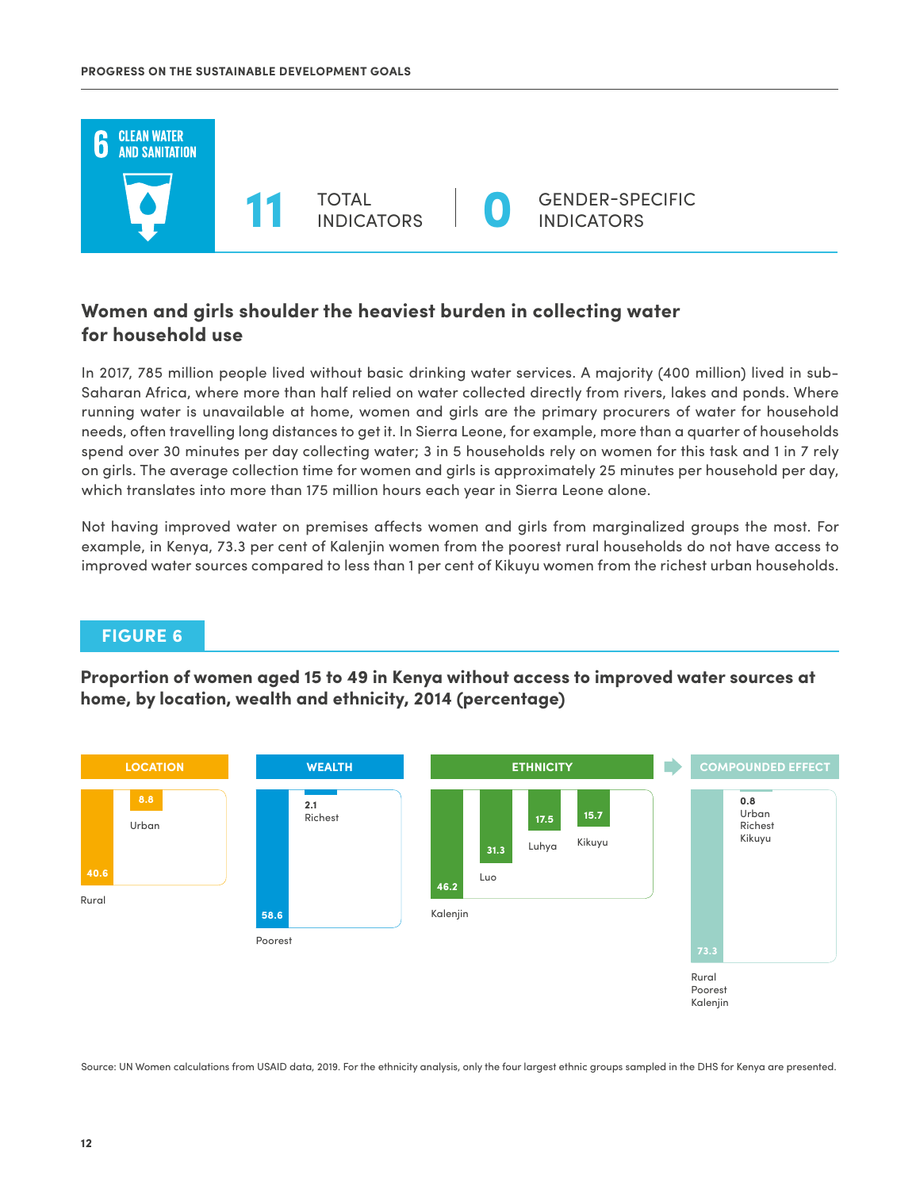6 CLEAN WATER AND SANITATION

**11** TOTAL INDICATORS | **0** GENDER-SPECIFIC INDICATORS

## Women and girls shoulder the heaviest burden in collecting water for household use

In 2017, 785 million people lived without basic drinking water services. A majority (400 million) lived in sub-Saharan Africa, where more than half relied on water collected directly from rivers, lakes and ponds. Where running water is unavailable at home, women and girls are the primary procurers of water for household needs, often travelling long distances to get it. In Sierra Leone, for example, more than a quarter of households spend over 30 minutes per day collecting water; 3 in 5 households rely on women for this task and 1 in 7 rely on girls. The average collection time for women and girls is approximately 25 minutes per household per day, which translates into more than 175 million hours each year in Sierra Leone alone.

Not having improved water on premises affects women and girls from marginalized groups the most. For example, in Kenya, 73.3 per cent of Kalenjin women from the poorest rural households do not have access to improved water sources compared to less than 1 per cent of Kikuyu women from the richest urban households.

### FIGURE 6

**Proportion of women aged 15 to 49 in Kenya without access to improved water sources at home, by location, wealth and ethnicity, 2014 (percentage)**

| Category | Group | Percentage |
|---|---|---|
| LOCATION | Rural | 40.6 |
| LOCATION | Urban | 8.8 |
| WEALTH | Poorest | 58.6 |
| WEALTH | Richest | 2.1 |
| ETHNICITY | Kalenjin | 46.2 |
| ETHNICITY | Luo | 31.3 |
| ETHNICITY | Luhya | 17.5 |
| ETHNICITY | Kikuyu | 15.7 |
| COMPOUNDED EFFECT | Rural Poorest Kalenjin | 73.3 |
| COMPOUNDED EFFECT | Urban Richest Kikuyu | 0.8 |

Source: UN Women calculations from USAID data, 2019. For the ethnicity analysis, only the four largest ethnic groups sampled in the DHS for Kenya are presented.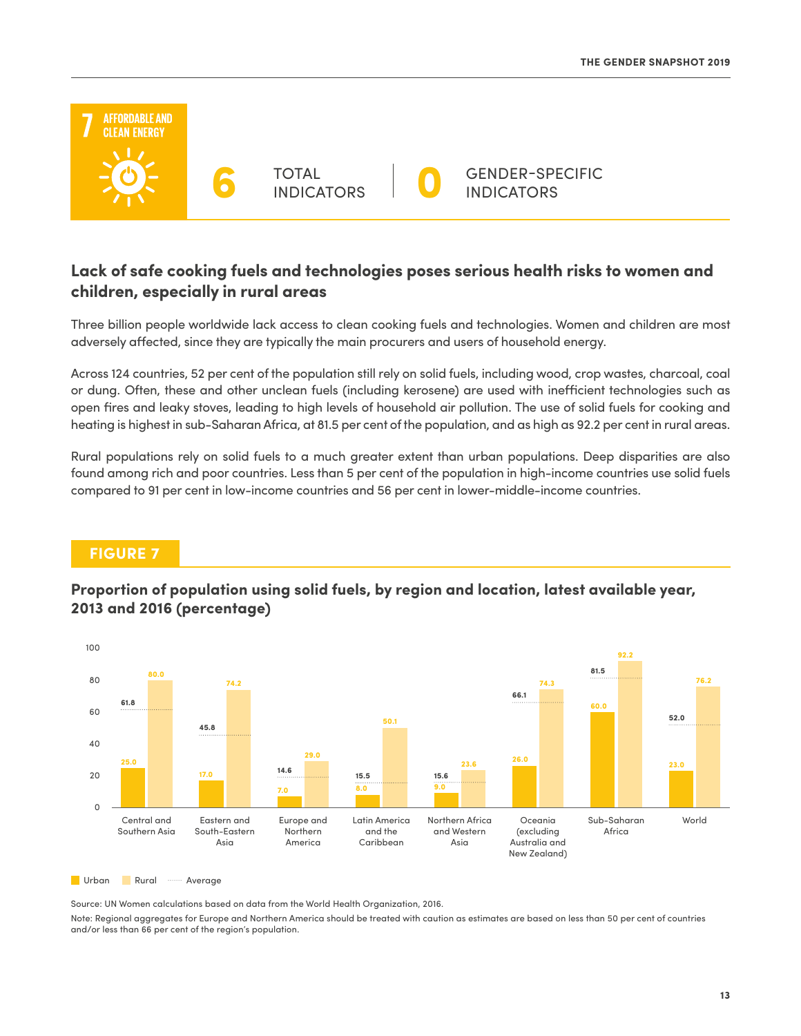**7 AFFORDABLE AND CLEAN ENERGY**

**6** TOTAL INDICATORS | **0** GENDER-SPECIFIC INDICATORS

## Lack of safe cooking fuels and technologies poses serious health risks to women and children, especially in rural areas

Three billion people worldwide lack access to clean cooking fuels and technologies. Women and children are most adversely affected, since they are typically the main procurers and users of household energy.

Across 124 countries, 52 per cent of the population still rely on solid fuels, including wood, crop wastes, charcoal, coal or dung. Often, these and other unclean fuels (including kerosene) are used with inefficient technologies such as open fires and leaky stoves, leading to high levels of household air pollution. The use of solid fuels for cooking and heating is highest in sub-Saharan Africa, at 81.5 per cent of the population, and as high as 92.2 per cent in rural areas.

Rural populations rely on solid fuels to a much greater extent than urban populations. Deep disparities are also found among rich and poor countries. Less than 5 per cent of the population in high-income countries use solid fuels compared to 91 per cent in low-income countries and 56 per cent in lower-middle-income countries.

### FIGURE 7

**Proportion of population using solid fuels, by region and location, latest available year, 2013 and 2016 (percentage)**

| Region | Urban | Rural | Average |
|---|---|---|---|
| Central and Southern Asia | 25.0 | 80.0 | 61.8 |
| Eastern and South-Eastern Asia | 17.0 | 74.2 | 45.8 |
| Europe and Northern America | 7.0 | 29.0 | 14.6 |
| Latin America and the Caribbean | 8.0 | 50.1 | 15.5 |
| Northern Africa and Western Asia | 9.0 | 23.6 | 15.6 |
| Oceania (excluding Australia and New Zealand) | 26.0 | 74.3 | 66.1 |
| Sub-Saharan Africa | 60.0 | 92.2 | 81.5 |
| World | 23.0 | 76.2 | 52.0 |

Source: UN Women calculations based on data from the World Health Organization, 2016.

Note: Regional aggregates for Europe and Northern America should be treated with caution as estimates are based on less than 50 per cent of countries and/or less than 66 per cent of the region's population.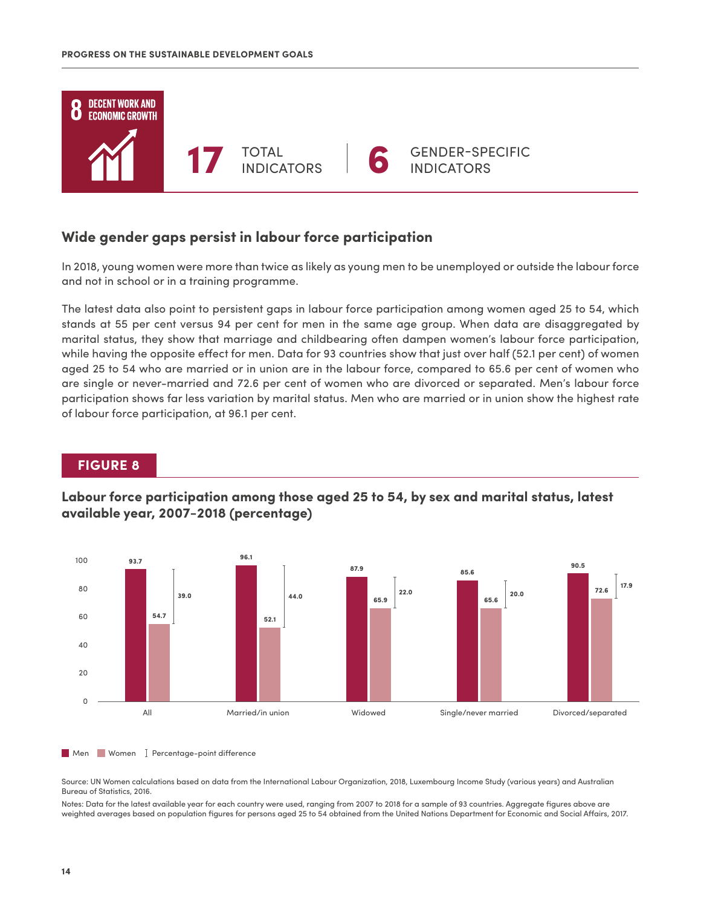# 8 DECENT WORK AND ECONOMIC GROWTH

**17** TOTAL INDICATORS | **6** GENDER-SPECIFIC INDICATORS

## Wide gender gaps persist in labour force participation

In 2018, young women were more than twice as likely as young men to be unemployed or outside the labour force and not in school or in a training programme.

The latest data also point to persistent gaps in labour force participation among women aged 25 to 54, which stands at 55 per cent versus 94 per cent for men in the same age group. When data are disaggregated by marital status, they show that marriage and childbearing often dampen women's labour force participation, while having the opposite effect for men. Data for 93 countries show that just over half (52.1 per cent) of women aged 25 to 54 who are married or in union are in the labour force, compared to 65.6 per cent of women who are single or never-married and 72.6 per cent of women who are divorced or separated. Men's labour force participation shows far less variation by marital status. Men who are married or in union show the highest rate of labour force participation, at 96.1 per cent.

### FIGURE 8

**Labour force participation among those aged 25 to 54, by sex and marital status, latest available year, 2007-2018 (percentage)**

| | Men | Women | Percentage-point difference |
|---|---|---|---|
| All | 93.7 | 54.7 | 39.0 |
| Married/in union | 96.1 | 52.1 | 44.0 |
| Widowed | 87.9 | 65.9 | 22.0 |
| Single/never married | 85.6 | 65.6 | 20.0 |
| Divorced/separated | 90.5 | 72.6 | 17.9 |

Source: UN Women calculations based on data from the International Labour Organization, 2018, Luxembourg Income Study (various years) and Australian Bureau of Statistics, 2016.

Notes: Data for the latest available year for each country were used, ranging from 2007 to 2018 for a sample of 93 countries. Aggregate figures above are weighted averages based on population figures for persons aged 25 to 54 obtained from the United Nations Department for Economic and Social Affairs, 2017.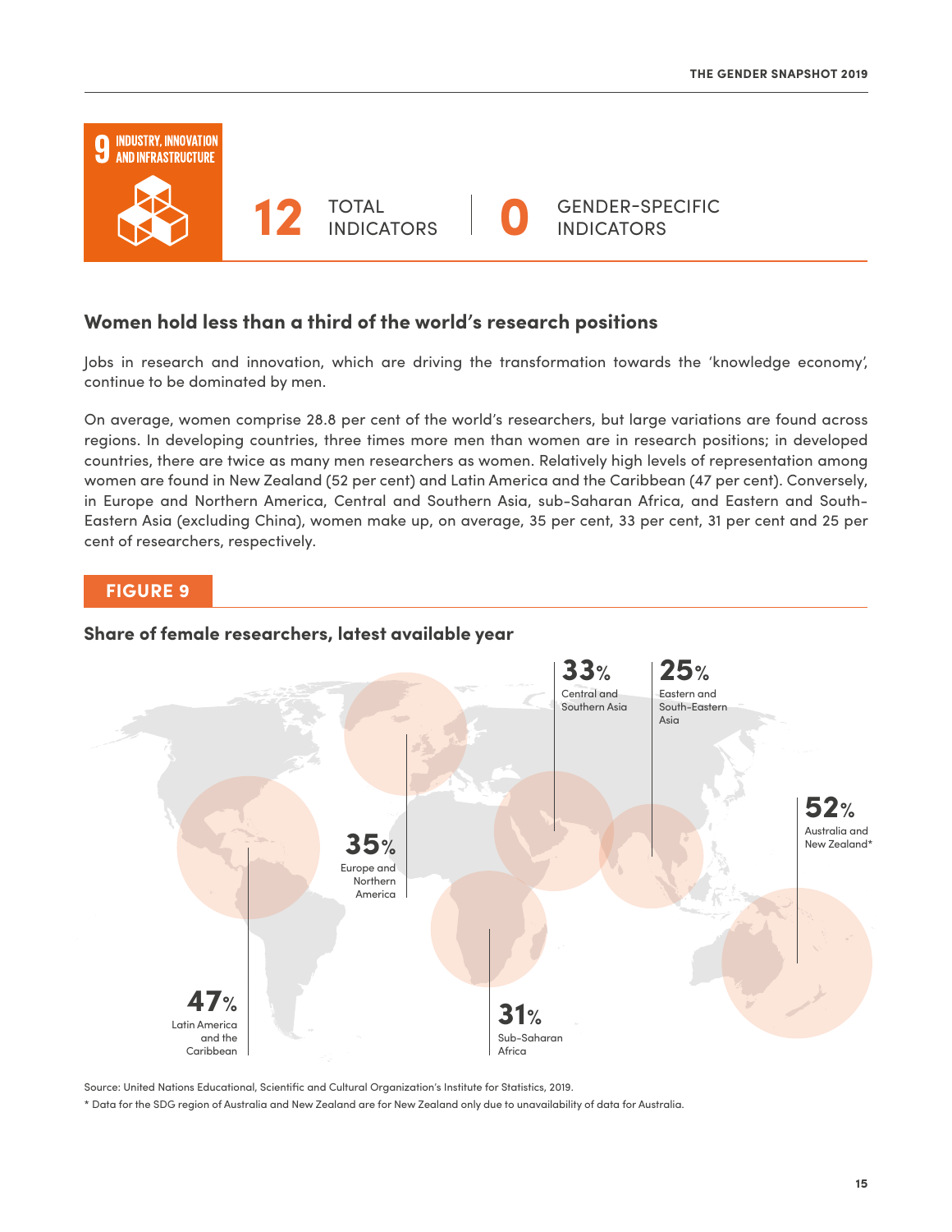## 9 INDUSTRY, INNOVATION AND INFRASTRUCTURE

**12** TOTAL INDICATORS | **0** GENDER-SPECIFIC INDICATORS

## Women hold less than a third of the world's research positions

Jobs in research and innovation, which are driving the transformation towards the 'knowledge economy', continue to be dominated by men.

On average, women comprise 28.8 per cent of the world's researchers, but large variations are found across regions. In developing countries, three times more men than women are in research positions; in developed countries, there are twice as many men researchers as women. Relatively high levels of representation among women are found in New Zealand (52 per cent) and Latin America and the Caribbean (47 per cent). Conversely, in Europe and Northern America, Central and Southern Asia, sub-Saharan Africa, and Eastern and South-Eastern Asia (excluding China), women make up, on average, 35 per cent, 33 per cent, 31 per cent and 25 per cent of researchers, respectively.

### FIGURE 9

**Share of female researchers, latest available year**

| Region | Share |
|---|---|
| Central and Southern Asia | 33% |
| Eastern and South-Eastern Asia | 25% |
| Australia and New Zealand* | 52% |
| Europe and Northern America | 35% |
| Latin America and the Caribbean | 47% |
| Sub-Saharan Africa | 31% |

Source: United Nations Educational, Scientific and Cultural Organization's Institute for Statistics, 2019.

* Data for the SDG region of Australia and New Zealand are for New Zealand only due to unavailability of data for Australia.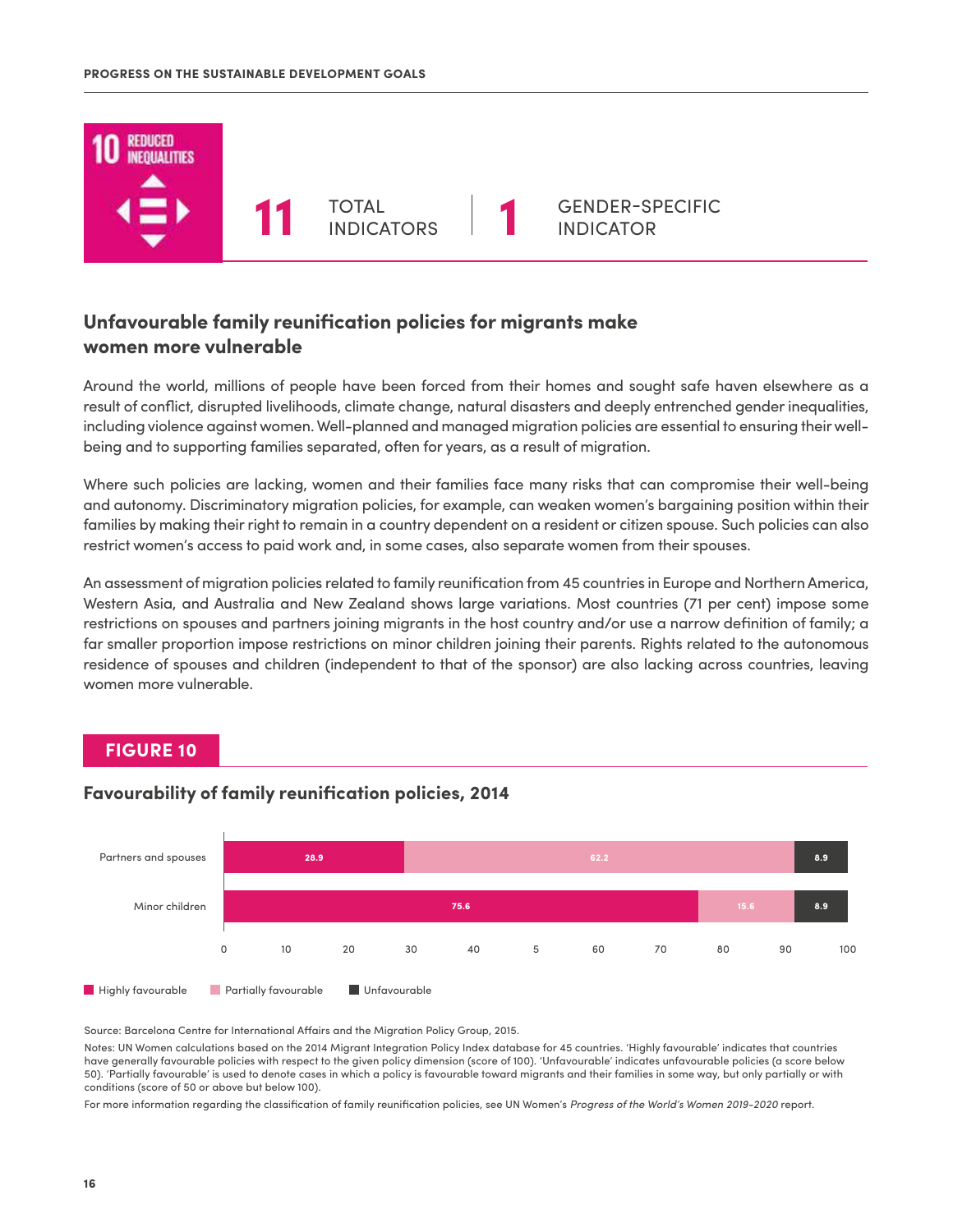10 REDUCED INEQUALITIES

**11** TOTAL INDICATORS | **1** GENDER-SPECIFIC INDICATOR

## Unfavourable family reunification policies for migrants make women more vulnerable

Around the world, millions of people have been forced from their homes and sought safe haven elsewhere as a result of conflict, disrupted livelihoods, climate change, natural disasters and deeply entrenched gender inequalities, including violence against women. Well-planned and managed migration policies are essential to ensuring their well-being and to supporting families separated, often for years, as a result of migration.

Where such policies are lacking, women and their families face many risks that can compromise their well-being and autonomy. Discriminatory migration policies, for example, can weaken women's bargaining position within their families by making their right to remain in a country dependent on a resident or citizen spouse. Such policies can also restrict women's access to paid work and, in some cases, also separate women from their spouses.

An assessment of migration policies related to family reunification from 45 countries in Europe and Northern America, Western Asia, and Australia and New Zealand shows large variations. Most countries (71 per cent) impose some restrictions on spouses and partners joining migrants in the host country and/or use a narrow definition of family; a far smaller proportion impose restrictions on minor children joining their parents. Rights related to the autonomous residence of spouses and children (independent to that of the sponsor) are also lacking across countries, leaving women more vulnerable.

**FIGURE 10**

### Favourability of family reunification policies, 2014

| | Highly favourable | Partially favourable | Unfavourable |
|---|---|---|---|
| Partners and spouses | 28.9 | 62.2 | 8.9 |
| Minor children | 75.6 | 15.6 | 8.9 |

Source: Barcelona Centre for International Affairs and the Migration Policy Group, 2015.

Notes: UN Women calculations based on the 2014 Migrant Integration Policy Index database for 45 countries. 'Highly favourable' indicates that countries have generally favourable policies with respect to the given policy dimension (score of 100). 'Unfavourable' indicates unfavourable policies (a score below 50). 'Partially favourable' is used to denote cases in which a policy is favourable toward migrants and their families in some way, but only partially or with conditions (score of 50 or above but below 100).

For more information regarding the classification of family reunification policies, see UN Women's *Progress of the World's Women 2019-2020* report.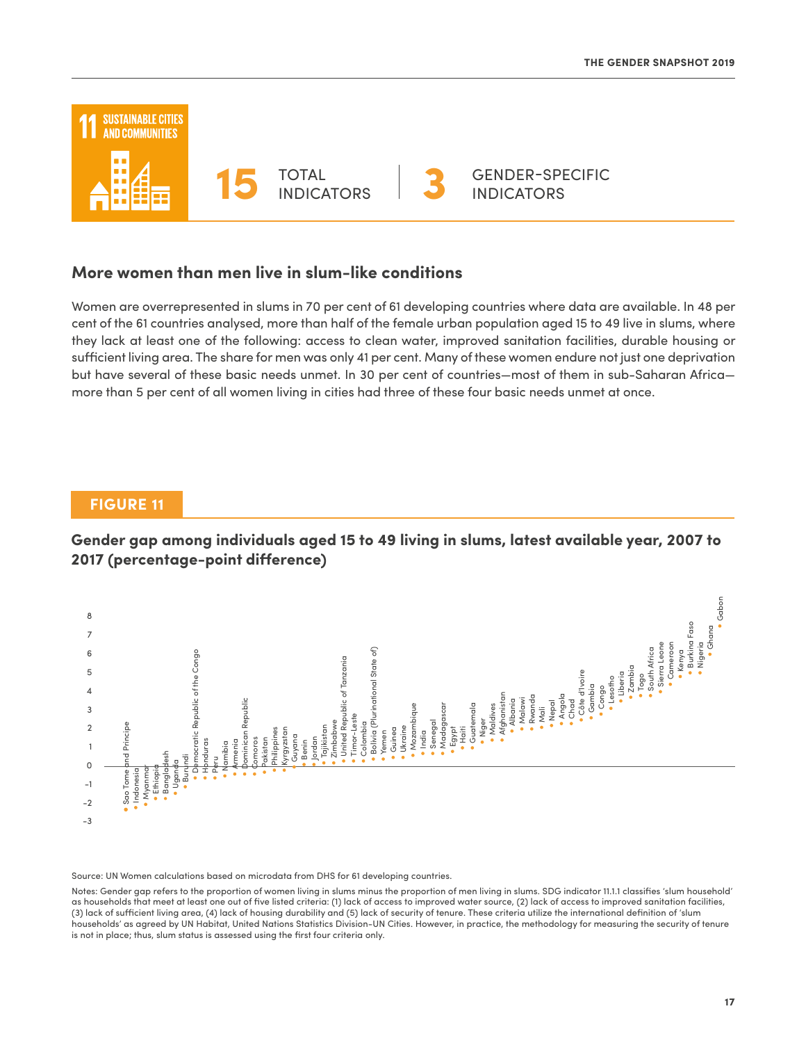## 11 SUSTAINABLE CITIES AND COMMUNITIES

**15** TOTAL INDICATORS | **3** GENDER-SPECIFIC INDICATORS

### More women than men live in slum-like conditions

Women are overrepresented in slums in 70 per cent of 61 developing countries where data are available. In 48 per cent of the 61 countries analysed, more than half of the female urban population aged 15 to 49 live in slums, where they lack at least one of the following: access to clean water, improved sanitation facilities, durable housing or sufficient living area. The share for men was only 41 per cent. Many of these women endure not just one deprivation but have several of these basic needs unmet. In 30 per cent of countries—most of them in sub-Saharan Africa—more than 5 per cent of all women living in cities had three of these four basic needs unmet at once.

**FIGURE 11**

**Gender gap among individuals aged 15 to 49 living in slums, latest available year, 2007 to 2017 (percentage-point difference)**

Countries shown (in ascending order of gap): Sao Tome and Principe, Indonesia, Myanmar, Ethiopia, Bangladesh, Uganda, Burundi, Democratic Republic of the Congo, Honduras, Peru, Namibia, Armenia, Dominican Republic, Comoros, Pakistan, Philippines, Kyrgyzstan, Guyana, Benin, Jordan, Tajikistan, Zimbabwe, United Republic of Tanzania, Timor-Leste, Colombia, Bolivia (Plurinational State of), Yemen, Guinea, Ukraine, Mozambique, India, Senegal, Madagascar, Egypt, Haiti, Guatemala, Niger, Maldives, Afghanistan, Albania, Malawi, Rwanda, Mali, Nepal, Angola, Chad, Côte d'Ivoire, Gambia, Congo, Lesotho, Liberia, Zambia, Togo, South Africa, Sierra Leone, Cameroon, Kenya, Burkina Faso, Nigeria, Ghana, Gabon

Source: UN Women calculations based on microdata from DHS for 61 developing countries.

Notes: Gender gap refers to the proportion of women living in slums minus the proportion of men living in slums. SDG indicator 11.1.1 classifies 'slum household' as households that meet at least one out of five listed criteria: (1) lack of access to improved water source, (2) lack of access to improved sanitation facilities, (3) lack of sufficient living area, (4) lack of housing durability and (5) lack of security of tenure. These criteria utilize the international definition of 'slum households' as agreed by UN Habitat, United Nations Statistics Division-UN Cities. However, in practice, the methodology for measuring the security of tenure is not in place; thus, slum status is assessed using the first four criteria only.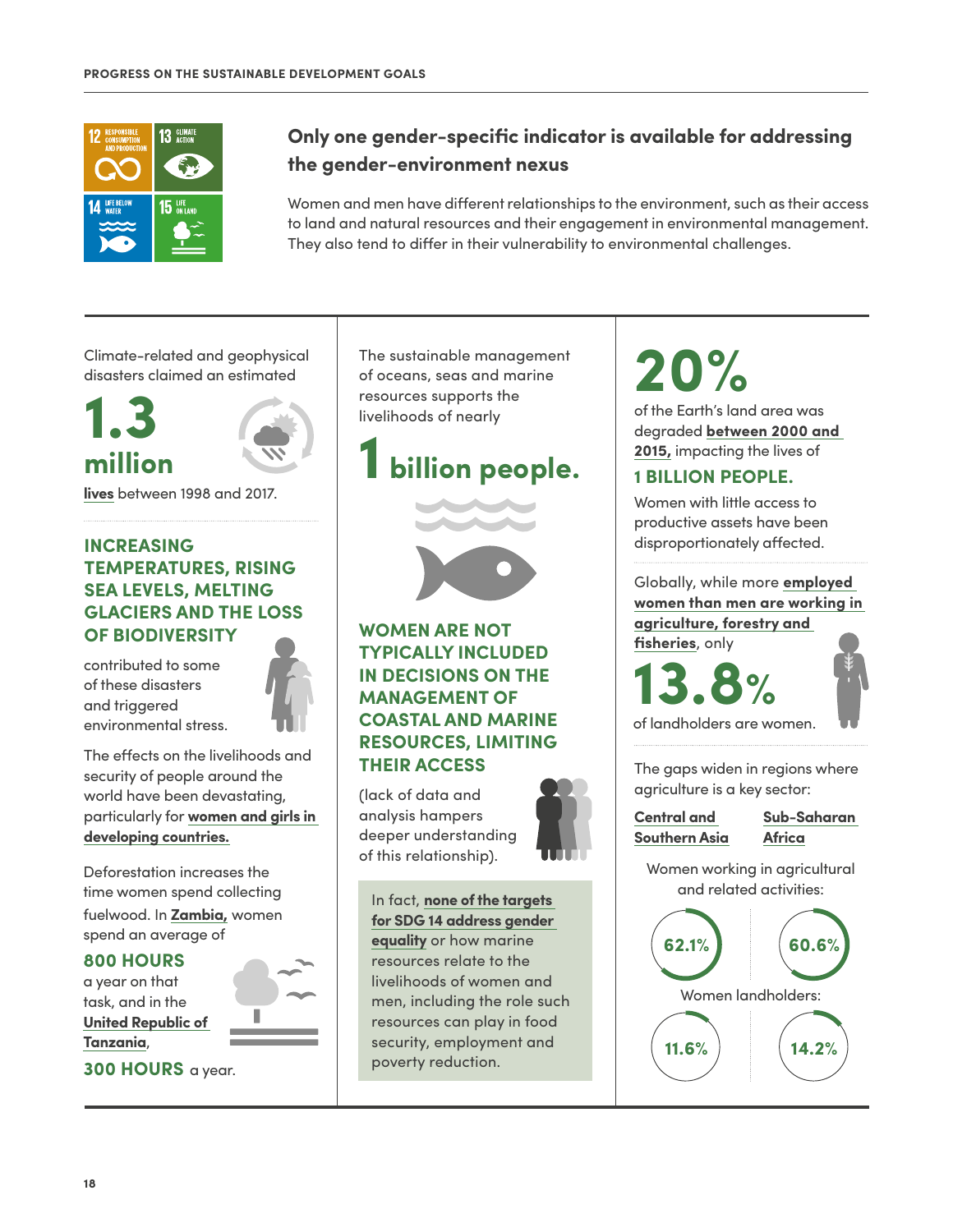## Only one gender-specific indicator is available for addressing the gender-environment nexus

Women and men have different relationships to the environment, such as their access to land and natural resources and their engagement in environmental management. They also tend to differ in their vulnerability to environmental challenges.

Climate-related and geophysical disasters claimed an estimated

**1.3 million**

**lives** between 1998 and 2017.

**INCREASING TEMPERATURES, RISING SEA LEVELS, MELTING GLACIERS AND THE LOSS OF BIODIVERSITY**

contributed to some of these disasters and triggered environmental stress.

The effects on the livelihoods and security of people around the world have been devastating, particularly for **women and girls in developing countries.**

Deforestation increases the time women spend collecting fuelwood. In **Zambia,** women spend an average of

**800 HOURS** a year on that task, and in the **United Republic of Tanzania**,

**300 HOURS** a year.

The sustainable management of oceans, seas and marine resources supports the livelihoods of nearly

**1 billion people.**

**WOMEN ARE NOT TYPICALLY INCLUDED IN DECISIONS ON THE MANAGEMENT OF COASTAL AND MARINE RESOURCES, LIMITING THEIR ACCESS**

(lack of data and analysis hampers deeper understanding of this relationship).

In fact, **none of the targets for SDG 14 address gender equality** or how marine resources relate to the livelihoods of women and men, including the role such resources can play in food security, employment and poverty reduction.

**20%**

of the Earth's land area was degraded **between 2000 and 2015,** impacting the lives of

**1 BILLION PEOPLE.**

Women with little access to productive assets have been disproportionately affected.

Globally, while more **employed women than men are working in agriculture, forestry and fisheries**, only

**13.8%**

of landholders are women.

The gaps widen in regions where agriculture is a key sector:

| | Central and Southern Asia | Sub-Saharan Africa |
|---|---|---|
| Women working in agricultural and related activities: | 62.1% | 60.6% |
| Women landholders: | 11.6% | 14.2% |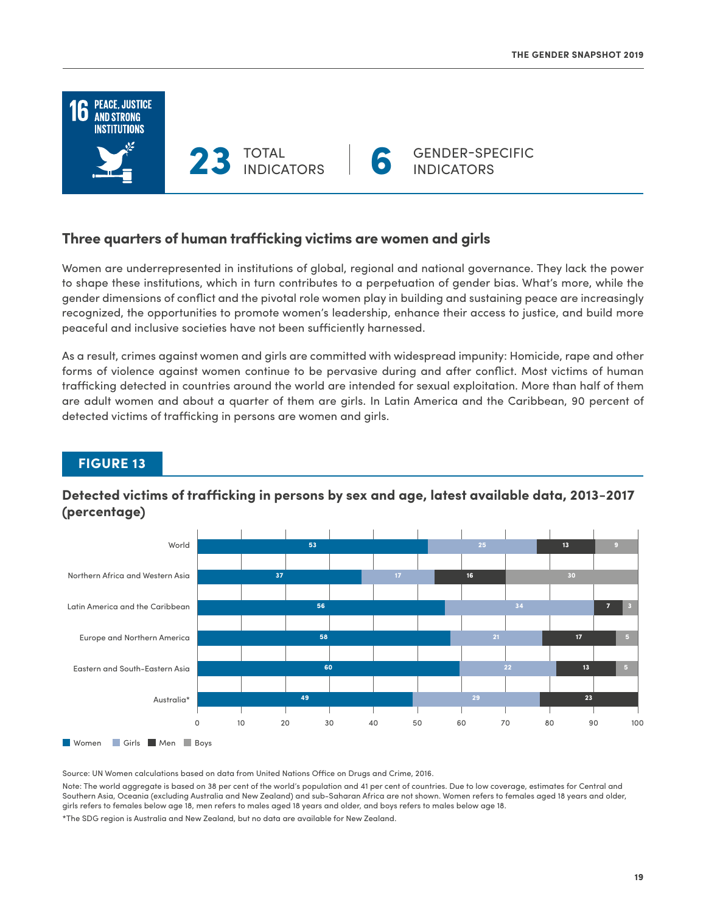**16 PEACE, JUSTICE AND STRONG INSTITUTIONS**

**23** TOTAL INDICATORS | **6** GENDER-SPECIFIC INDICATORS

## Three quarters of human trafficking victims are women and girls

Women are underrepresented in institutions of global, regional and national governance. They lack the power to shape these institutions, which in turn contributes to a perpetuation of gender bias. What's more, while the gender dimensions of conflict and the pivotal role women play in building and sustaining peace are increasingly recognized, the opportunities to promote women's leadership, enhance their access to justice, and build more peaceful and inclusive societies have not been sufficiently harnessed.

As a result, crimes against women and girls are committed with widespread impunity: Homicide, rape and other forms of violence against women continue to be pervasive during and after conflict. Most victims of human trafficking detected in countries around the world are intended for sexual exploitation. More than half of them are adult women and about a quarter of them are girls. In Latin America and the Caribbean, 90 percent of detected victims of trafficking in persons are women and girls.

### FIGURE 13

**Detected victims of trafficking in persons by sex and age, latest available data, 2013-2017 (percentage)**

| Region | Women | Girls | Men | Boys |
|---|---|---|---|---|
| World | 53 | 25 | 13 | 9 |
| Northern Africa and Western Asia | 37 | 17 | 16 | 30 |
| Latin America and the Caribbean | 56 | 34 | 7 | 3 |
| Europe and Northern America | 58 | 21 | 17 | 5 |
| Eastern and South-Eastern Asia | 60 | 22 | 13 | 5 |
| Australia* | 49 | 29 | 23 | |

Source: UN Women calculations based on data from United Nations Office on Drugs and Crime, 2016.

Note: The world aggregate is based on 38 per cent of the world's population and 41 per cent of countries. Due to low coverage, estimates for Central and Southern Asia, Oceania (excluding Australia and New Zealand) and sub-Saharan Africa are not shown. Women refers to females aged 18 years and older, girls refers to females below age 18, men refers to males aged 18 years and older, and boys refers to males below age 18.

*The SDG region is Australia and New Zealand, but no data are available for New Zealand.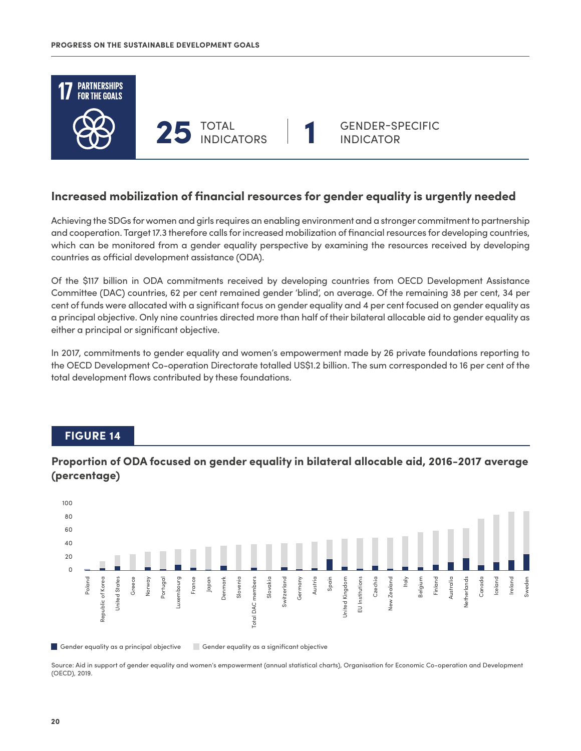## 17 PARTNERSHIPS FOR THE GOALS

**25** TOTAL INDICATORS | **1** GENDER-SPECIFIC INDICATOR

## Increased mobilization of financial resources for gender equality is urgently needed

Achieving the SDGs for women and girls requires an enabling environment and a stronger commitment to partnership and cooperation. Target 17.3 therefore calls for increased mobilization of financial resources for developing countries, which can be monitored from a gender equality perspective by examining the resources received by developing countries as official development assistance (ODA).

Of the $117 billion in ODA commitments received by developing countries from OECD Development Assistance Committee (DAC) countries, 62 per cent remained gender 'blind', on average. Of the remaining 38 per cent, 34 per cent of funds were allocated with a significant focus on gender equality and 4 per cent focused on gender equality as a principal objective. Only nine countries directed more than half of their bilateral allocable aid to gender equality as either a principal or significant objective.

In 2017, commitments to gender equality and women's empowerment made by 26 private foundations reporting to the OECD Development Co-operation Directorate totalled US$1.2 billion. The sum corresponded to 16 per cent of the total development flows contributed by these foundations.

### FIGURE 14

**Proportion of ODA focused on gender equality in bilateral allocable aid, 2016-2017 average (percentage)**

Countries shown (left to right): Poland, Republic of Korea, United States, Greece, Norway, Portugal, Luxembourg, France, Japan, Denmark, Slovenia, Total DAC members, Slovakia, Switzerland, Germany, Austria, Spain, United Kingdom, EU Institutions, Czechia, New Zealand, Italy, Belgium, Finland, Australia, Netherlands, Canada, Iceland, Ireland, Sweden

Legend: Gender equality as a principal objective; Gender equality as a significant objective

Source: Aid in support of gender equality and women's empowerment (annual statistical charts), Organisation for Economic Co-operation and Development (OECD), 2019.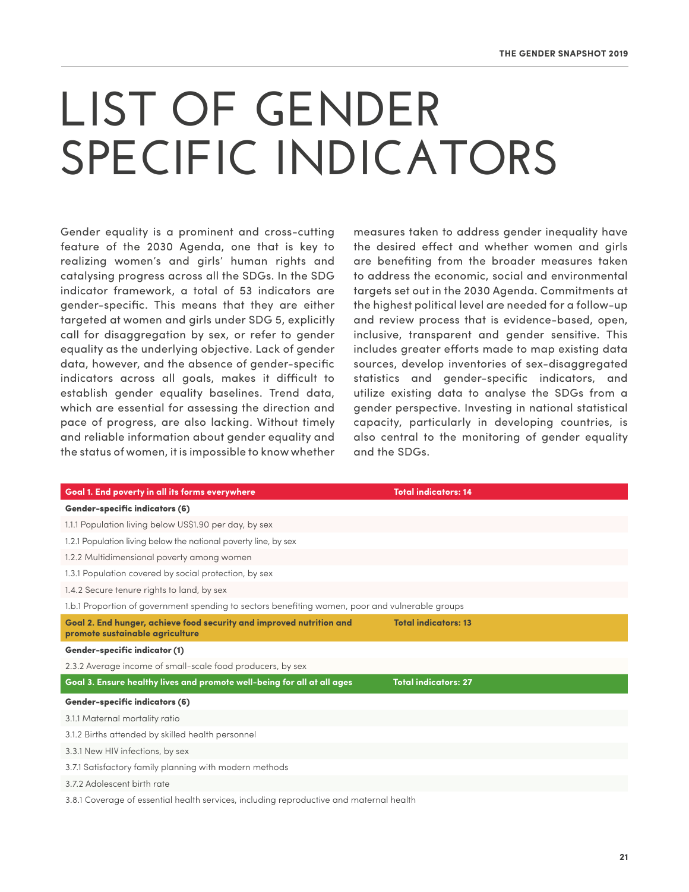# LIST OF GENDER SPECIFIC INDICATORS

Gender equality is a prominent and cross-cutting feature of the 2030 Agenda, one that is key to realizing women's and girls' human rights and catalysing progress across all the SDGs. In the SDG indicator framework, a total of 53 indicators are gender-specific. This means that they are either targeted at women and girls under SDG 5, explicitly call for disaggregation by sex, or refer to gender equality as the underlying objective. Lack of gender data, however, and the absence of gender-specific indicators across all goals, makes it difficult to establish gender equality baselines. Trend data, which are essential for assessing the direction and pace of progress, are also lacking. Without timely and reliable information about gender equality and the status of women, it is impossible to know whether measures taken to address gender inequality have the desired effect and whether women and girls are benefiting from the broader measures taken to address the economic, social and environmental targets set out in the 2030 Agenda. Commitments at the highest political level are needed for a follow-up and review process that is evidence-based, open, inclusive, transparent and gender sensitive. This includes greater efforts made to map existing data sources, develop inventories of sex-disaggregated statistics and gender-specific indicators, and utilize existing data to analyse the SDGs from a gender perspective. Investing in national statistical capacity, particularly in developing countries, is also central to the monitoring of gender equality and the SDGs.

| **Goal 1. End poverty in all its forms everywhere** | **Total indicators: 14** |
|---|---|
| **Gender-specific indicators (6)** | |
| 1.1.1 Population living below US$1.90 per day, by sex | |
| 1.2.1 Population living below the national poverty line, by sex | |
| 1.2.2 Multidimensional poverty among women | |
| 1.3.1 Population covered by social protection, by sex | |
| 1.4.2 Secure tenure rights to land, by sex | |
| 1.b.1 Proportion of government spending to sectors benefiting women, poor and vulnerable groups | |
| **Goal 2. End hunger, achieve food security and improved nutrition and promote sustainable agriculture** | **Total indicators: 13** |
| **Gender-specific indicator (1)** | |
| 2.3.2 Average income of small-scale food producers, by sex | |
| **Goal 3. Ensure healthy lives and promote well-being for all at all ages** | **Total indicators: 27** |
| **Gender-specific indicators (6)** | |
| 3.1.1 Maternal mortality ratio | |
| 3.1.2 Births attended by skilled health personnel | |
| 3.3.1 New HIV infections, by sex | |
| 3.7.1 Satisfactory family planning with modern methods | |
| 3.7.2 Adolescent birth rate | |
| 3.8.1 Coverage of essential health services, including reproductive and maternal health | |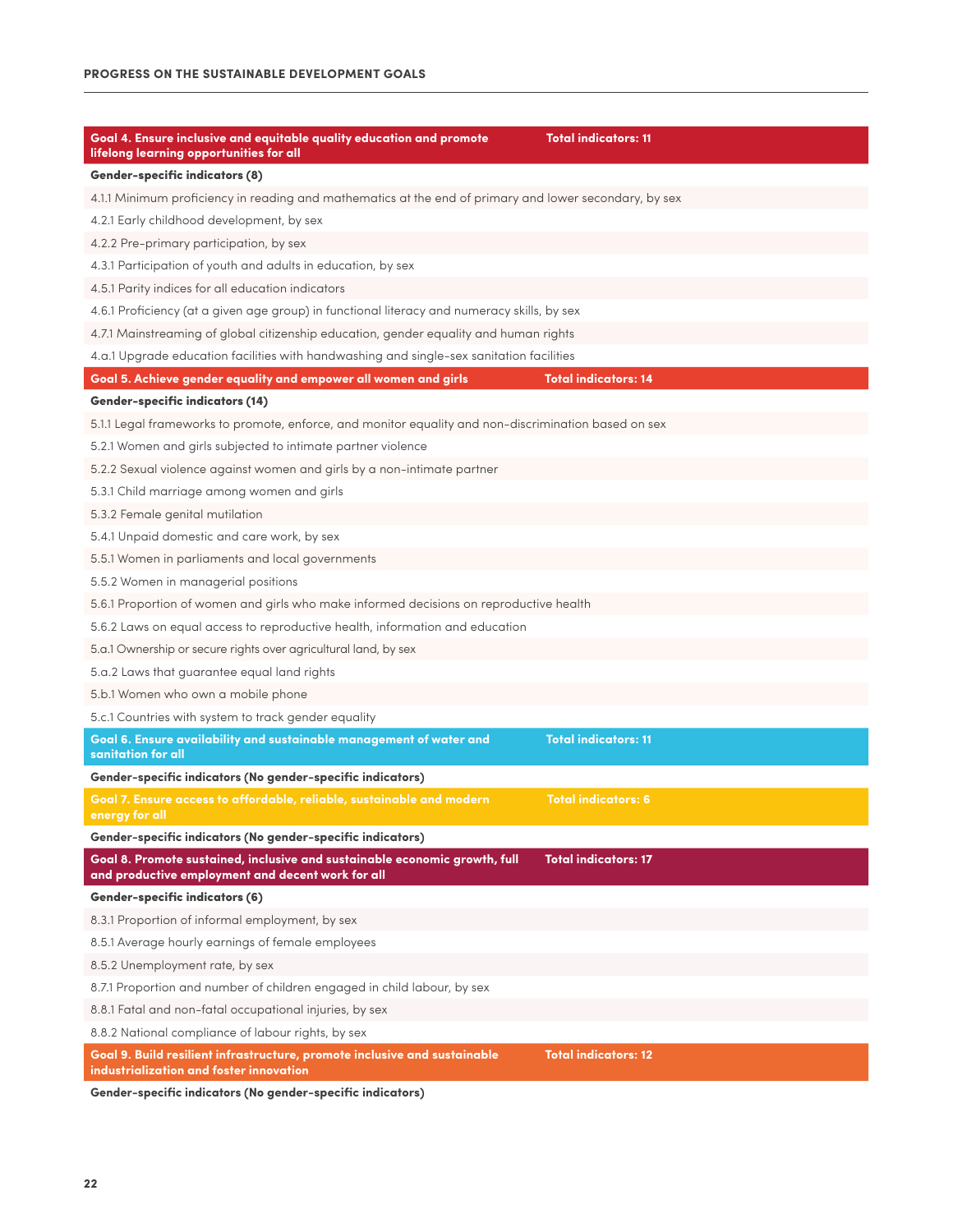| Goal 4. Ensure inclusive and equitable quality education and promote lifelong learning opportunities for all | Total indicators: 11 |
|---|---|
| **Gender-specific indicators (8)** | |
| 4.1.1 Minimum proficiency in reading and mathematics at the end of primary and lower secondary, by sex | |
| 4.2.1 Early childhood development, by sex | |
| 4.2.2 Pre-primary participation, by sex | |
| 4.3.1 Participation of youth and adults in education, by sex | |
| 4.5.1 Parity indices for all education indicators | |
| 4.6.1 Proficiency (at a given age group) in functional literacy and numeracy skills, by sex | |
| 4.7.1 Mainstreaming of global citizenship education, gender equality and human rights | |
| 4.a.1 Upgrade education facilities with handwashing and single-sex sanitation facilities | |

| Goal 5. Achieve gender equality and empower all women and girls | Total indicators: 14 |
|---|---|
| **Gender-specific indicators (14)** | |
| 5.1.1 Legal frameworks to promote, enforce, and monitor equality and non-discrimination based on sex | |
| 5.2.1 Women and girls subjected to intimate partner violence | |
| 5.2.2 Sexual violence against women and girls by a non-intimate partner | |
| 5.3.1 Child marriage among women and girls | |
| 5.3.2 Female genital mutilation | |
| 5.4.1 Unpaid domestic and care work, by sex | |
| 5.5.1 Women in parliaments and local governments | |
| 5.5.2 Women in managerial positions | |
| 5.6.1 Proportion of women and girls who make informed decisions on reproductive health | |
| 5.6.2 Laws on equal access to reproductive health, information and education | |
| 5.a.1 Ownership or secure rights over agricultural land, by sex | |
| 5.a.2 Laws that guarantee equal land rights | |
| 5.b.1 Women who own a mobile phone | |
| 5.c.1 Countries with system to track gender equality | |

| Goal 6. Ensure availability and sustainable management of water and sanitation for all | Total indicators: 11 |
|---|---|
| **Gender-specific indicators (No gender-specific indicators)** | |

| Goal 7. Ensure access to affordable, reliable, sustainable and modern energy for all | Total indicators: 6 |
|---|---|
| **Gender-specific indicators (No gender-specific indicators)** | |

| Goal 8. Promote sustained, inclusive and sustainable economic growth, full and productive employment and decent work for all | Total indicators: 17 |
|---|---|
| **Gender-specific indicators (6)** | |
| 8.3.1 Proportion of informal employment, by sex | |
| 8.5.1 Average hourly earnings of female employees | |
| 8.5.2 Unemployment rate, by sex | |
| 8.7.1 Proportion and number of children engaged in child labour, by sex | |
| 8.8.1 Fatal and non-fatal occupational injuries, by sex | |
| 8.8.2 National compliance of labour rights, by sex | |

| Goal 9. Build resilient infrastructure, promote inclusive and sustainable industrialization and foster innovation | Total indicators: 12 |
|---|---|
| **Gender-specific indicators (No gender-specific indicators)** | |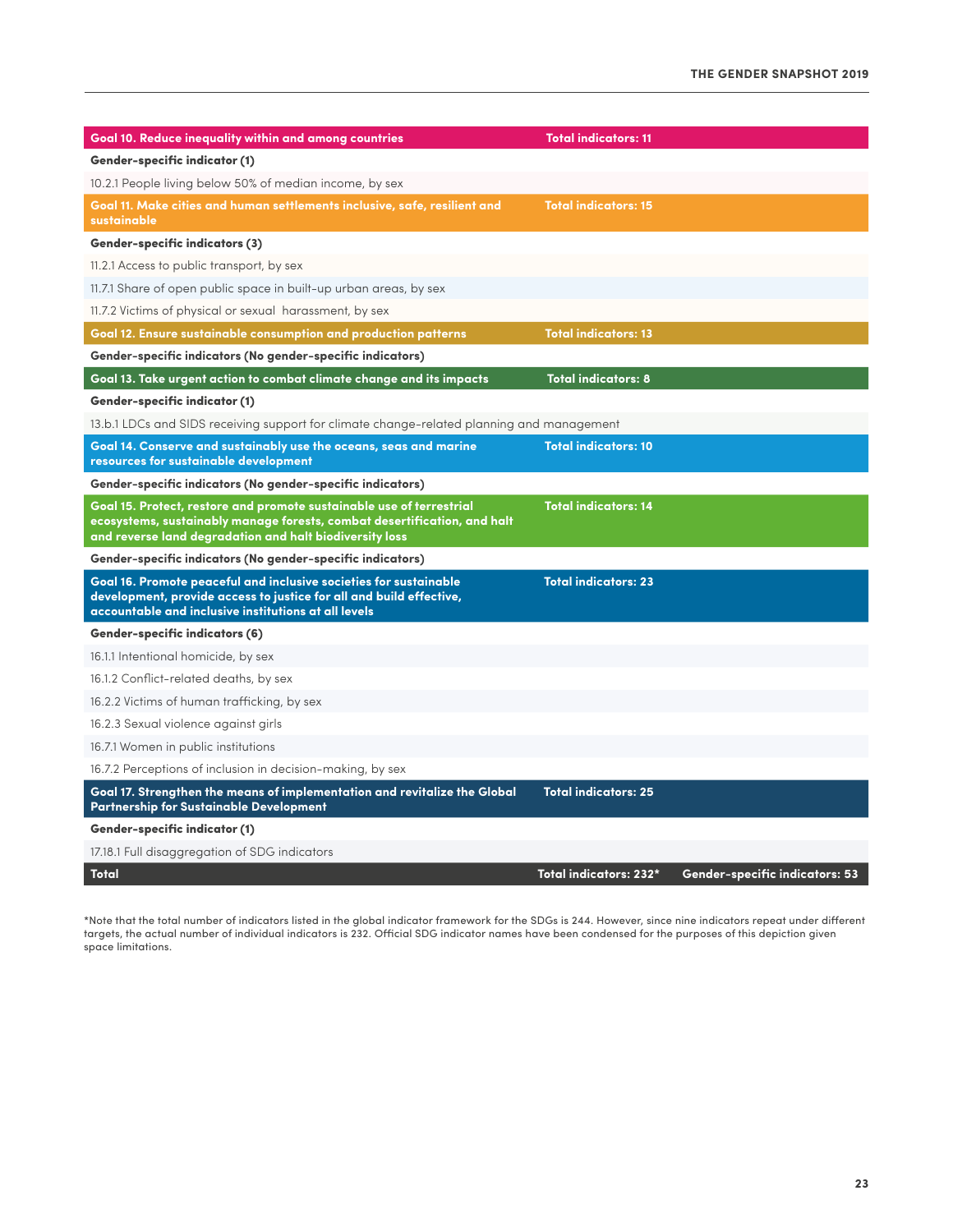| Goal | Total indicators | |
|---|---|---|
| **Goal 10. Reduce inequality within and among countries** | **Total indicators: 11** | |
| **Gender-specific indicator (1)** | | |
| 10.2.1 People living below 50% of median income, by sex | | |
| **Goal 11. Make cities and human settlements inclusive, safe, resilient and sustainable** | **Total indicators: 15** | |
| **Gender-specific indicators (3)** | | |
| 11.2.1 Access to public transport, by sex | | |
| 11.7.1 Share of open public space in built-up urban areas, by sex | | |
| 11.7.2 Victims of physical or sexual harassment, by sex | | |
| **Goal 12. Ensure sustainable consumption and production patterns** | **Total indicators: 13** | |
| **Gender-specific indicators (No gender-specific indicators)** | | |
| **Goal 13. Take urgent action to combat climate change and its impacts** | **Total indicators: 8** | |
| **Gender-specific indicator (1)** | | |
| 13.b.1 LDCs and SIDS receiving support for climate change-related planning and management | | |
| **Goal 14. Conserve and sustainably use the oceans, seas and marine resources for sustainable development** | **Total indicators: 10** | |
| **Gender-specific indicators (No gender-specific indicators)** | | |
| **Goal 15. Protect, restore and promote sustainable use of terrestrial ecosystems, sustainably manage forests, combat desertification, and halt and reverse land degradation and halt biodiversity loss** | **Total indicators: 14** | |
| **Gender-specific indicators (No gender-specific indicators)** | | |
| **Goal 16. Promote peaceful and inclusive societies for sustainable development, provide access to justice for all and build effective, accountable and inclusive institutions at all levels** | **Total indicators: 23** | |
| **Gender-specific indicators (6)** | | |
| 16.1.1 Intentional homicide, by sex | | |
| 16.1.2 Conflict-related deaths, by sex | | |
| 16.2.2 Victims of human trafficking, by sex | | |
| 16.2.3 Sexual violence against girls | | |
| 16.7.1 Women in public institutions | | |
| 16.7.2 Perceptions of inclusion in decision-making, by sex | | |
| **Goal 17. Strengthen the means of implementation and revitalize the Global Partnership for Sustainable Development** | **Total indicators: 25** | |
| **Gender-specific indicator (1)** | | |
| 17.18.1 Full disaggregation of SDG indicators | | |
| **Total** | **Total indicators: 232*** | **Gender-specific indicators: 53** |

*Note that the total number of indicators listed in the global indicator framework for the SDGs is 244. However, since nine indicators repeat under different targets, the actual number of individual indicators is 232. Official SDG indicator names have been condensed for the purposes of this depiction given space limitations.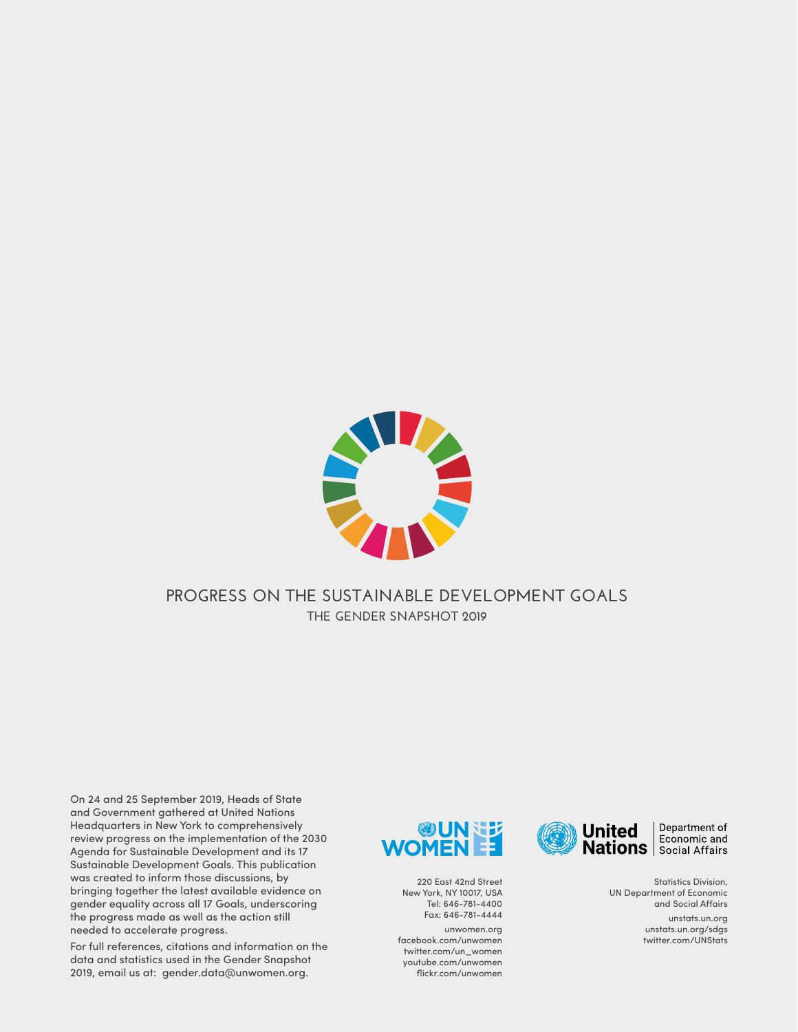PROGRESS ON THE SUSTAINABLE DEVELOPMENT GOALS

THE GENDER SNAPSHOT 2019

On 24 and 25 September 2019, Heads of State and Government gathered at United Nations Headquarters in New York to comprehensively review progress on the implementation of the 2030 Agenda for Sustainable Development and its 17 Sustainable Development Goals. This publication was created to inform those discussions, by bringing together the latest available evidence on gender equality across all 17 Goals, underscoring the progress made as well as the action still needed to accelerate progress.

For full references, citations and information on the data and statistics used in the Gender Snapshot 2019, email us at: gender.data@unwomen.org.

UN WOMEN

220 East 42nd Street
New York, NY 10017, USA
Tel: 646-781-4400
Fax: 646-781-4444

unwomen.org
facebook.com/unwomen
twitter.com/un_women
youtube.com/unwomen
flickr.com/unwomen

United Nations | Department of Economic and Social Affairs

Statistics Division,
UN Department of Economic and Social Affairs

unstats.un.org
unstats.un.org/sdgs
twitter.com/UNStats